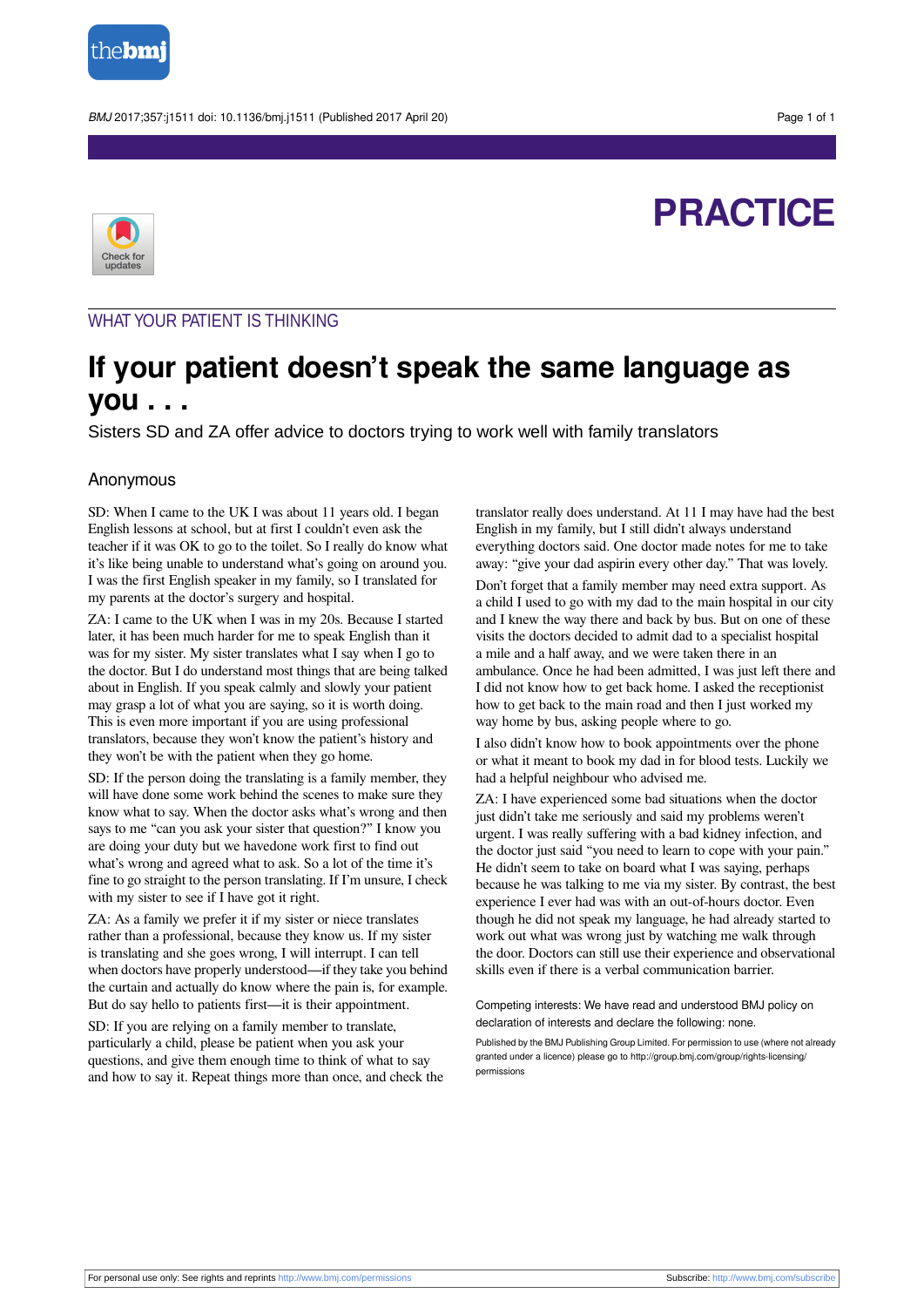PRACTICE

WHAT YOUR PATIENT IS THINKING

# If your patient doesn't speak the same language as you . . .

Sisters SD and ZA offer advice to doctors trying to work well with family translators

Anonymous

SD: When I came to the UK I was about 11 years old. I began English lessons at school, but at first I couldn't even ask the teacher if it was OK to go to the toilet. So I really do know what it's like being unable to understand what's going on around you. I was the first English speaker in my family, so I translated for my parents at the doctor's surgery and hospital.

ZA: I came to the UK when I was in my 20s. Because I started later, it has been much harder for me to speak English than it was for my sister. My sister translates what I say when I go to the doctor. But I do understand most things that are being talked about in English. If you speak calmly and slowly your patient may grasp a lot of what you are saying, so it is worth doing. This is even more important if you are using professional translators, because they won't know the patient's history and they won't be with the patient when they go home.

SD: If the person doing the translating is a family member, they will have done some work behind the scenes to make sure they know what to say. When the doctor asks what's wrong and then says to me "can you ask your sister that question?" I know you are doing your duty but we havedone work first to find out what's wrong and agreed what to ask. So a lot of the time it's fine to go straight to the person translating. If I'm unsure, I check with my sister to see if I have got it right.

ZA: As a family we prefer it if my sister or niece translates rather than a professional, because they know us. If my sister is translating and she goes wrong, I will interrupt. I can tell when doctors have properly understood—if they take you behind the curtain and actually do know where the pain is, for example. But do say hello to patients first—it is their appointment.

SD: If you are relying on a family member to translate, particularly a child, please be patient when you ask your questions, and give them enough time to think of what to say and how to say it. Repeat things more than once, and check the translator really does understand. At 11 I may have had the best English in my family, but I still didn't always understand everything doctors said. One doctor made notes for me to take away: "give your dad aspirin every other day." That was lovely.

Don't forget that a family member may need extra support. As a child I used to go with my dad to the main hospital in our city and I knew the way there and back by bus. But on one of these visits the doctors decided to admit dad to a specialist hospital a mile and a half away, and we were taken there in an ambulance. Once he had been admitted, I was just left there and I did not know how to get back home. I asked the receptionist how to get back to the main road and then I just worked my way home by bus, asking people where to go.

I also didn't know how to book appointments over the phone or what it meant to book my dad in for blood tests. Luckily we had a helpful neighbour who advised me.

ZA: I have experienced some bad situations when the doctor just didn't take me seriously and said my problems weren't urgent. I was really suffering with a bad kidney infection, and the doctor just said "you need to learn to cope with your pain." He didn't seem to take on board what I was saying, perhaps because he was talking to me via my sister. By contrast, the best experience I ever had was with an out-of-hours doctor. Even though he did not speak my language, he had already started to work out what was wrong just by watching me walk through the door. Doctors can still use their experience and observational skills even if there is a verbal communication barrier.

Competing interests: We have read and understood BMJ policy on declaration of interests and declare the following: none.

Published by the BMJ Publishing Group Limited. For permission to use (where not already granted under a licence) please go to http://group.bmj.com/group/rights-licensing/permissions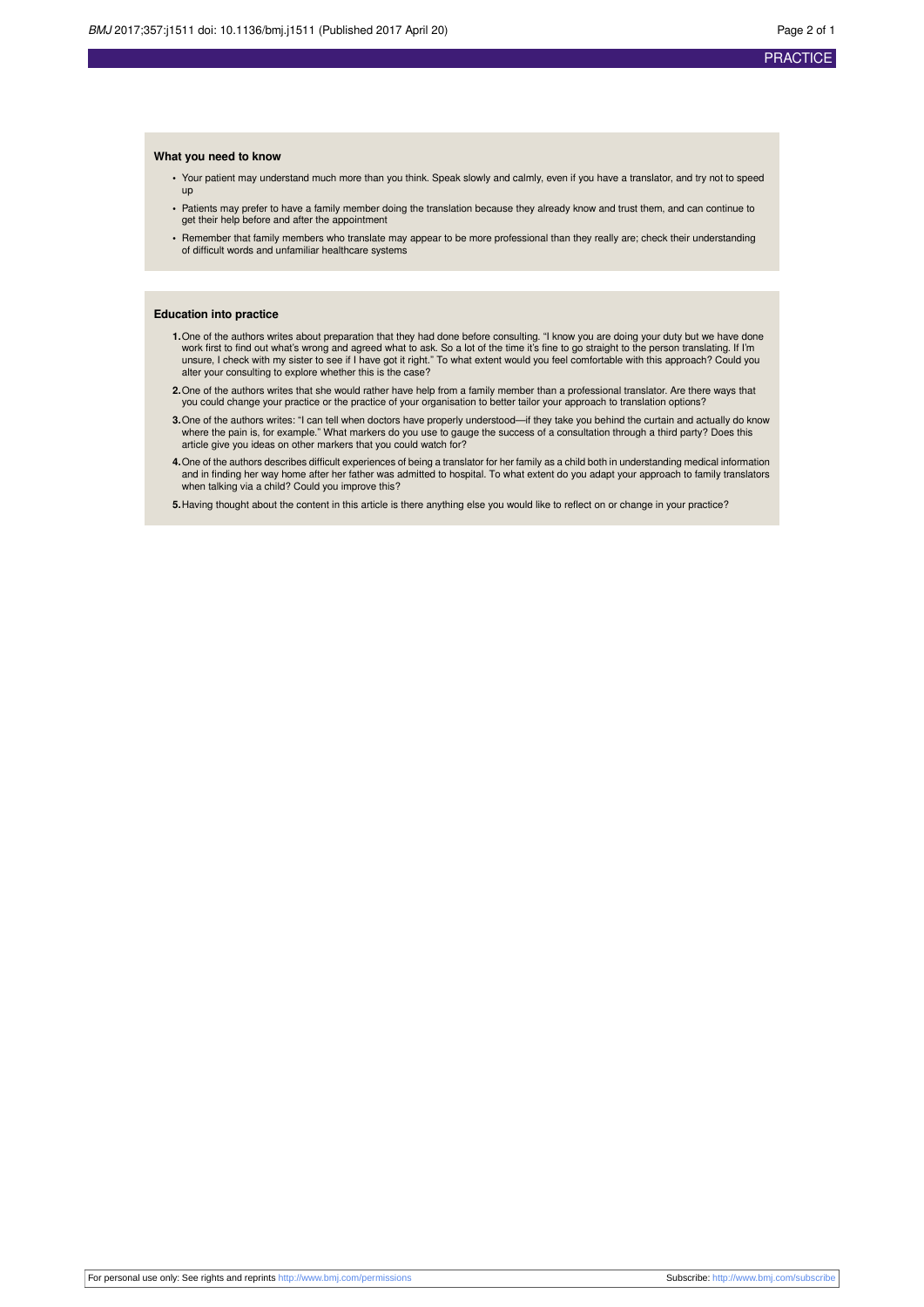### What you need to know

- Your patient may understand much more than you think. Speak slowly and calmly, even if you have a translator, and try not to speed up
- Patients may prefer to have a family member doing the translation because they already know and trust them, and can continue to get their help before and after the appointment
- Remember that family members who translate may appear to be more professional than they really are; check their understanding of difficult words and unfamiliar healthcare systems

### Education into practice

1. One of the authors writes about preparation that they had done before consulting. "I know you are doing your duty but we have done work first to find out what's wrong and agreed what to ask. So a lot of the time it's fine to go straight to the person translating. If I'm unsure, I check with my sister to see if I have got it right." To what extent would you feel comfortable with this approach? Could you alter your consulting to explore whether this is the case?
2. One of the authors writes that she would rather have help from a family member than a professional translator. Are there ways that you could change your practice or the practice of your organisation to better tailor your approach to translation options?
3. One of the authors writes: "I can tell when doctors have properly understood—if they take you behind the curtain and actually do know where the pain is, for example." What markers do you use to gauge the success of a consultation through a third party? Does this article give you ideas on other markers that you could watch for?
4. One of the authors describes difficult experiences of being a translator for her family as a child both in understanding medical information and in finding her way home after her father was admitted to hospital. To what extent do you adapt your approach to family translators when talking via a child? Could you improve this?
5. Having thought about the content in this article is there anything else you would like to reflect on or change in your practice?